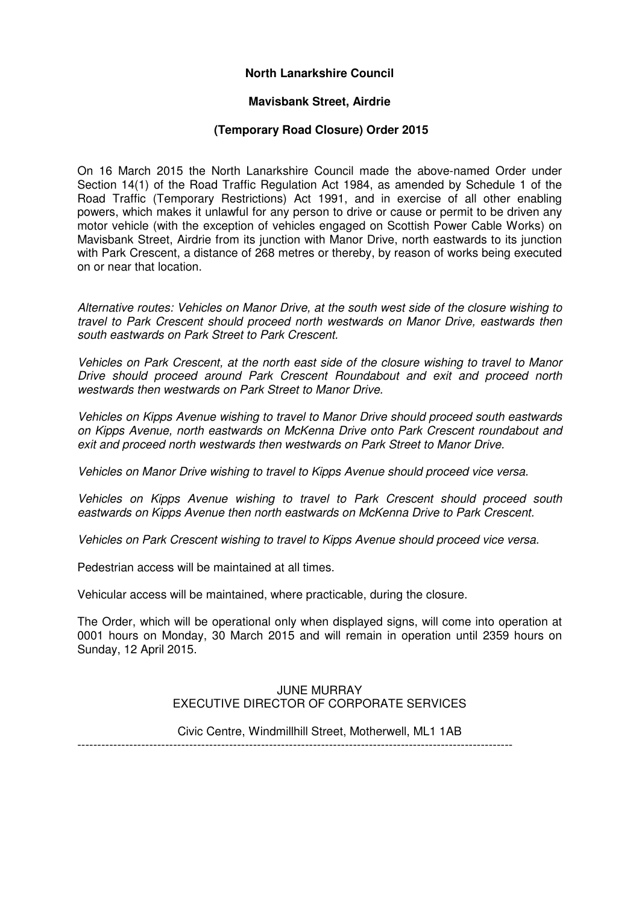**North Lanarkshire Council**

**Mavisbank Street, Airdrie**

**(Temporary Road Closure) Order 2015**

On 16 March 2015 the North Lanarkshire Council made the above-named Order under Section 14(1) of the Road Traffic Regulation Act 1984, as amended by Schedule 1 of the Road Traffic (Temporary Restrictions) Act 1991, and in exercise of all other enabling powers, which makes it unlawful for any person to drive or cause or permit to be driven any motor vehicle (with the exception of vehicles engaged on Scottish Power Cable Works) on Mavisbank Street, Airdrie from its junction with Manor Drive, north eastwards to its junction with Park Crescent, a distance of 268 metres or thereby, by reason of works being executed on or near that location.

*Alternative routes: Vehicles on Manor Drive, at the south west side of the closure wishing to travel to Park Crescent should proceed north westwards on Manor Drive, eastwards then south eastwards on Park Street to Park Crescent.*

*Vehicles on Park Crescent, at the north east side of the closure wishing to travel to Manor Drive should proceed around Park Crescent Roundabout and exit and proceed north westwards then westwards on Park Street to Manor Drive.*

*Vehicles on Kipps Avenue wishing to travel to Manor Drive should proceed south eastwards on Kipps Avenue, north eastwards on McKenna Drive onto Park Crescent roundabout and exit and proceed north westwards then westwards on Park Street to Manor Drive.*

*Vehicles on Manor Drive wishing to travel to Kipps Avenue should proceed vice versa.*

*Vehicles on Kipps Avenue wishing to travel to Park Crescent should proceed south eastwards on Kipps Avenue then north eastwards on McKenna Drive to Park Crescent.*

*Vehicles on Park Crescent wishing to travel to Kipps Avenue should proceed vice versa.*

Pedestrian access will be maintained at all times.

Vehicular access will be maintained, where practicable, during the closure.

The Order, which will be operational only when displayed signs, will come into operation at 0001 hours on Monday, 30 March 2015 and will remain in operation until 2359 hours on Sunday, 12 April 2015.

JUNE MURRAY
EXECUTIVE DIRECTOR OF CORPORATE SERVICES

Civic Centre, Windmillhill Street, Motherwell, ML1 1AB

---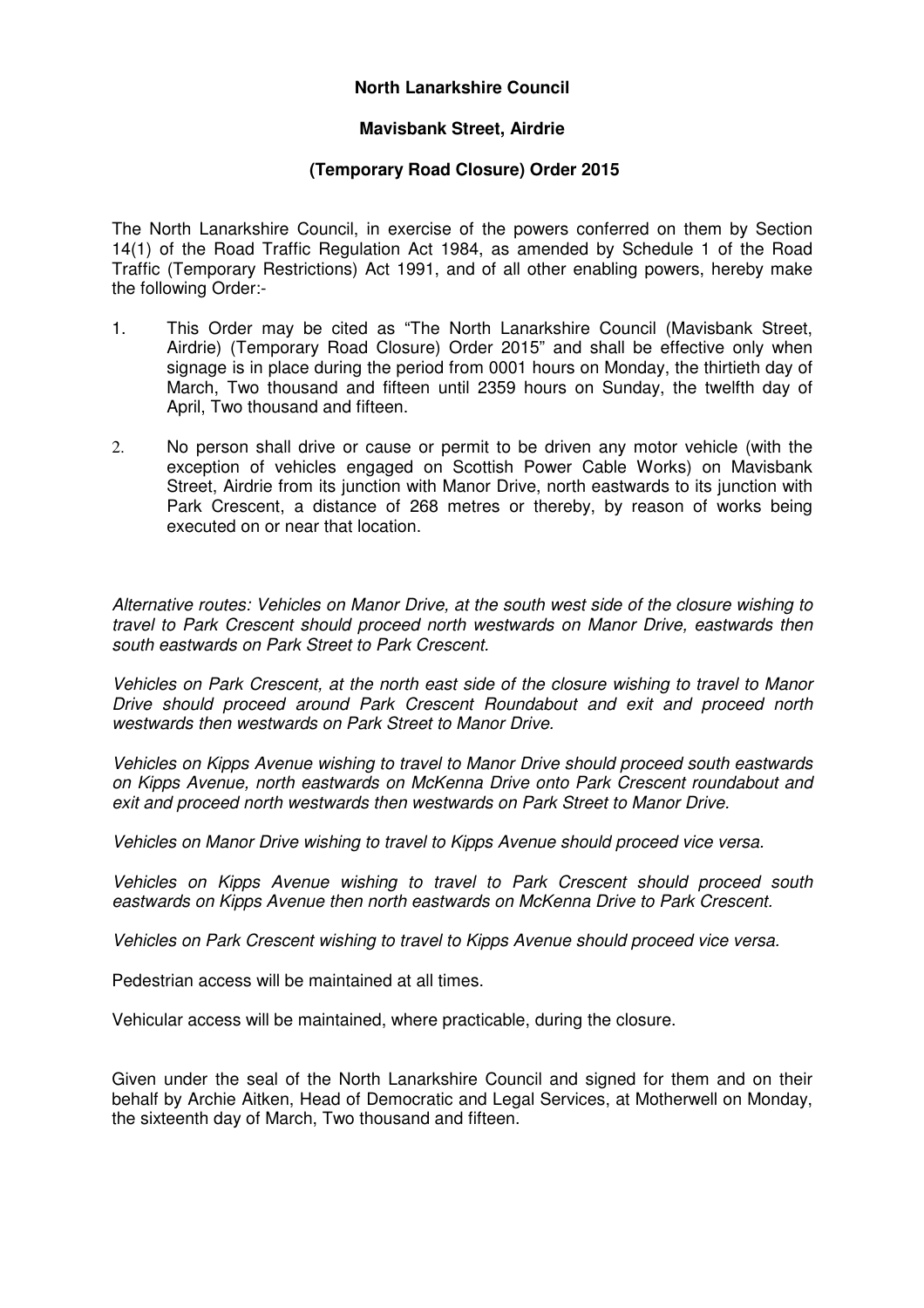**North Lanarkshire Council**

**Mavisbank Street, Airdrie**

**(Temporary Road Closure) Order 2015**

The North Lanarkshire Council, in exercise of the powers conferred on them by Section 14(1) of the Road Traffic Regulation Act 1984, as amended by Schedule 1 of the Road Traffic (Temporary Restrictions) Act 1991, and of all other enabling powers, hereby make the following Order:-

1. This Order may be cited as "The North Lanarkshire Council (Mavisbank Street, Airdrie) (Temporary Road Closure) Order 2015" and shall be effective only when signage is in place during the period from 0001 hours on Monday, the thirtieth day of March, Two thousand and fifteen until 2359 hours on Sunday, the twelfth day of April, Two thousand and fifteen.

2. No person shall drive or cause or permit to be driven any motor vehicle (with the exception of vehicles engaged on Scottish Power Cable Works) on Mavisbank Street, Airdrie from its junction with Manor Drive, north eastwards to its junction with Park Crescent, a distance of 268 metres or thereby, by reason of works being executed on or near that location.

*Alternative routes: Vehicles on Manor Drive, at the south west side of the closure wishing to travel to Park Crescent should proceed north westwards on Manor Drive, eastwards then south eastwards on Park Street to Park Crescent.*

*Vehicles on Park Crescent, at the north east side of the closure wishing to travel to Manor Drive should proceed around Park Crescent Roundabout and exit and proceed north westwards then westwards on Park Street to Manor Drive.*

*Vehicles on Kipps Avenue wishing to travel to Manor Drive should proceed south eastwards on Kipps Avenue, north eastwards on McKenna Drive onto Park Crescent roundabout and exit and proceed north westwards then westwards on Park Street to Manor Drive.*

*Vehicles on Manor Drive wishing to travel to Kipps Avenue should proceed vice versa.*

*Vehicles on Kipps Avenue wishing to travel to Park Crescent should proceed south eastwards on Kipps Avenue then north eastwards on McKenna Drive to Park Crescent.*

*Vehicles on Park Crescent wishing to travel to Kipps Avenue should proceed vice versa.*

Pedestrian access will be maintained at all times.

Vehicular access will be maintained, where practicable, during the closure.

Given under the seal of the North Lanarkshire Council and signed for them and on their behalf by Archie Aitken, Head of Democratic and Legal Services, at Motherwell on Monday, the sixteenth day of March, Two thousand and fifteen.